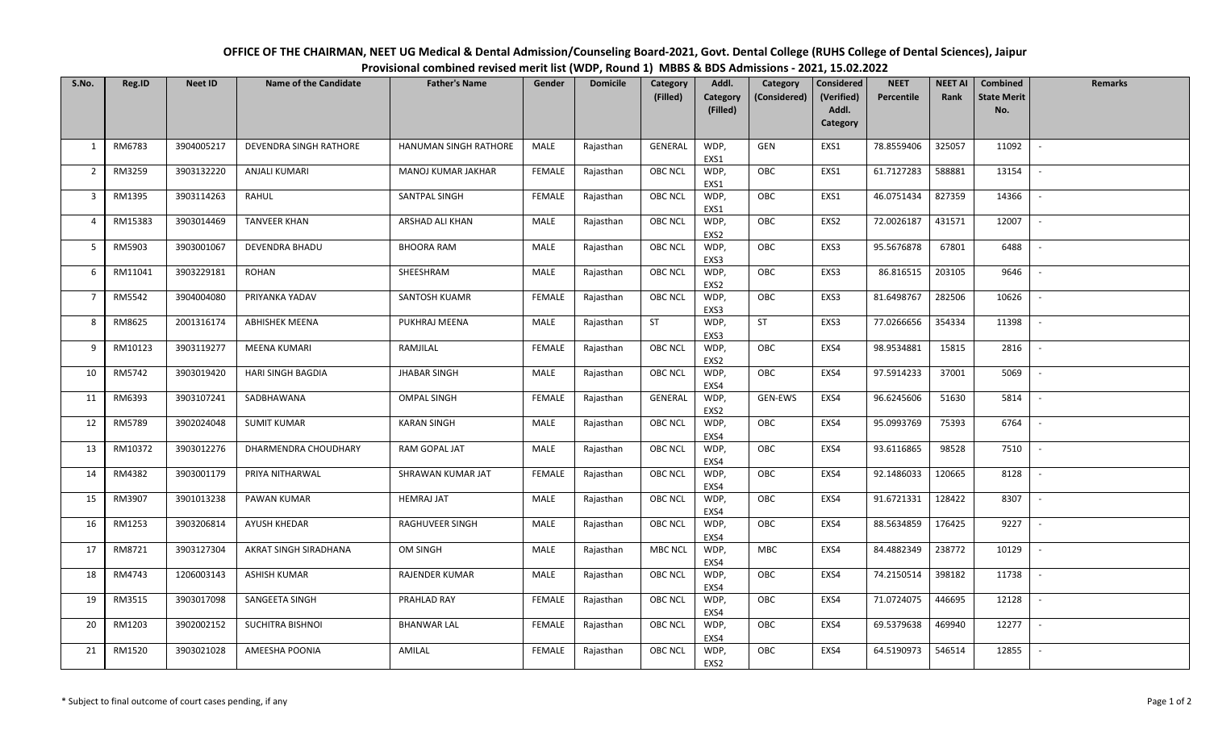# OFFICE OF THE CHAIRMAN, NEET UG Medical & Dental Admission/Counseling Board-2021, Govt. Dental College (RUHS College of Dental Sciences), Jaipur

## Provisional combined revised merit list (WDP, Round 1) MBBS & BDS Admissions - 2021, 15.02.2022

| S.No. | Reg.ID | Neet ID | Name of the Candidate | Father's Name | Gender | Domicile | Category (Filled) | Addl. Category (Filled) | Category (Considered) | Considered (Verified) Addl. Category | NEET Percentile | NEET AI Rank | Combined State Merit No. | Remarks |
|---|---|---|---|---|---|---|---|---|---|---|---|---|---|---|
| 1 | RM6783 | 3904005217 | DEVENDRA SINGH RATHORE | HANUMAN SINGH RATHORE | MALE | Rajasthan | GENERAL | WDP, EXS1 | GEN | EXS1 | 78.8559406 | 325057 | 11092 | - |
| 2 | RM3259 | 3903132220 | ANJALI KUMARI | MANOJ KUMAR JAKHAR | FEMALE | Rajasthan | OBC NCL | WDP, EXS1 | OBC | EXS1 | 61.7127283 | 588881 | 13154 | - |
| 3 | RM1395 | 3903114263 | RAHUL | SANTPAL SINGH | FEMALE | Rajasthan | OBC NCL | WDP, EXS1 | OBC | EXS1 | 46.0751434 | 827359 | 14366 | - |
| 4 | RM15383 | 3903014469 | TANVEER KHAN | ARSHAD ALI KHAN | MALE | Rajasthan | OBC NCL | WDP, EXS2 | OBC | EXS2 | 72.0026187 | 431571 | 12007 | - |
| 5 | RM5903 | 3903001067 | DEVENDRA BHADU | BHOORA RAM | MALE | Rajasthan | OBC NCL | WDP, EXS3 | OBC | EXS3 | 95.5676878 | 67801 | 6488 | - |
| 6 | RM11041 | 3903229181 | ROHAN | SHEESHRAM | MALE | Rajasthan | OBC NCL | WDP, EXS2 | OBC | EXS3 | 86.816515 | 203105 | 9646 | - |
| 7 | RM5542 | 3904004080 | PRIYANKA YADAV | SANTOSH KUAMR | FEMALE | Rajasthan | OBC NCL | WDP, EXS3 | OBC | EXS3 | 81.6498767 | 282506 | 10626 | - |
| 8 | RM8625 | 2001316174 | ABHISHEK MEENA | PUKHRAJ MEENA | MALE | Rajasthan | ST | WDP, EXS3 | ST | EXS3 | 77.0266656 | 354334 | 11398 | - |
| 9 | RM10123 | 3903119277 | MEENA KUMARI | RAMJILAL | FEMALE | Rajasthan | OBC NCL | WDP, EXS2 | OBC | EXS4 | 98.9534881 | 15815 | 2816 | - |
| 10 | RM5742 | 3903019420 | HARI SINGH BAGDIA | JHABAR SINGH | MALE | Rajasthan | OBC NCL | WDP, EXS4 | OBC | EXS4 | 97.5914233 | 37001 | 5069 | - |
| 11 | RM6393 | 3903107241 | SADBHAWANA | OMPAL SINGH | FEMALE | Rajasthan | GENERAL | WDP, EXS2 | GEN-EWS | EXS4 | 96.6245606 | 51630 | 5814 | - |
| 12 | RM5789 | 3902024048 | SUMIT KUMAR | KARAN SINGH | MALE | Rajasthan | OBC NCL | WDP, EXS4 | OBC | EXS4 | 95.0993769 | 75393 | 6764 | - |
| 13 | RM10372 | 3903012276 | DHARMENDRA CHOUDHARY | RAM GOPAL JAT | MALE | Rajasthan | OBC NCL | WDP, EXS4 | OBC | EXS4 | 93.6116865 | 98528 | 7510 | - |
| 14 | RM4382 | 3903001179 | PRIYA NITHARWAL | SHRAWAN KUMAR JAT | FEMALE | Rajasthan | OBC NCL | WDP, EXS4 | OBC | EXS4 | 92.1486033 | 120665 | 8128 | - |
| 15 | RM3907 | 3901013238 | PAWAN KUMAR | HEMRAJ JAT | MALE | Rajasthan | OBC NCL | WDP, EXS4 | OBC | EXS4 | 91.6721331 | 128422 | 8307 | - |
| 16 | RM1253 | 3903206814 | AYUSH KHEDAR | RAGHUVEER SINGH | MALE | Rajasthan | OBC NCL | WDP, EXS4 | OBC | EXS4 | 88.5634859 | 176425 | 9227 | - |
| 17 | RM8721 | 3903127304 | AKRAT SINGH SIRADHANA | OM SINGH | MALE | Rajasthan | MBC NCL | WDP, EXS4 | MBC | EXS4 | 84.4882349 | 238772 | 10129 | - |
| 18 | RM4743 | 1206003143 | ASHISH KUMAR | RAJENDER KUMAR | MALE | Rajasthan | OBC NCL | WDP, EXS4 | OBC | EXS4 | 74.2150514 | 398182 | 11738 | - |
| 19 | RM3515 | 3903017098 | SANGEETA SINGH | PRAHLAD RAY | FEMALE | Rajasthan | OBC NCL | WDP, EXS4 | OBC | EXS4 | 71.0724075 | 446695 | 12128 | - |
| 20 | RM1203 | 3902002152 | SUCHITRA BISHNOI | BHANWAR LAL | FEMALE | Rajasthan | OBC NCL | WDP, EXS4 | OBC | EXS4 | 69.5379638 | 469940 | 12277 | - |
| 21 | RM1520 | 3903021028 | AMEESHA POONIA | AMILAL | FEMALE | Rajasthan | OBC NCL | WDP, EXS2 | OBC | EXS4 | 64.5190973 | 546514 | 12855 | - |

\* Subject to final outcome of court cases pending, if any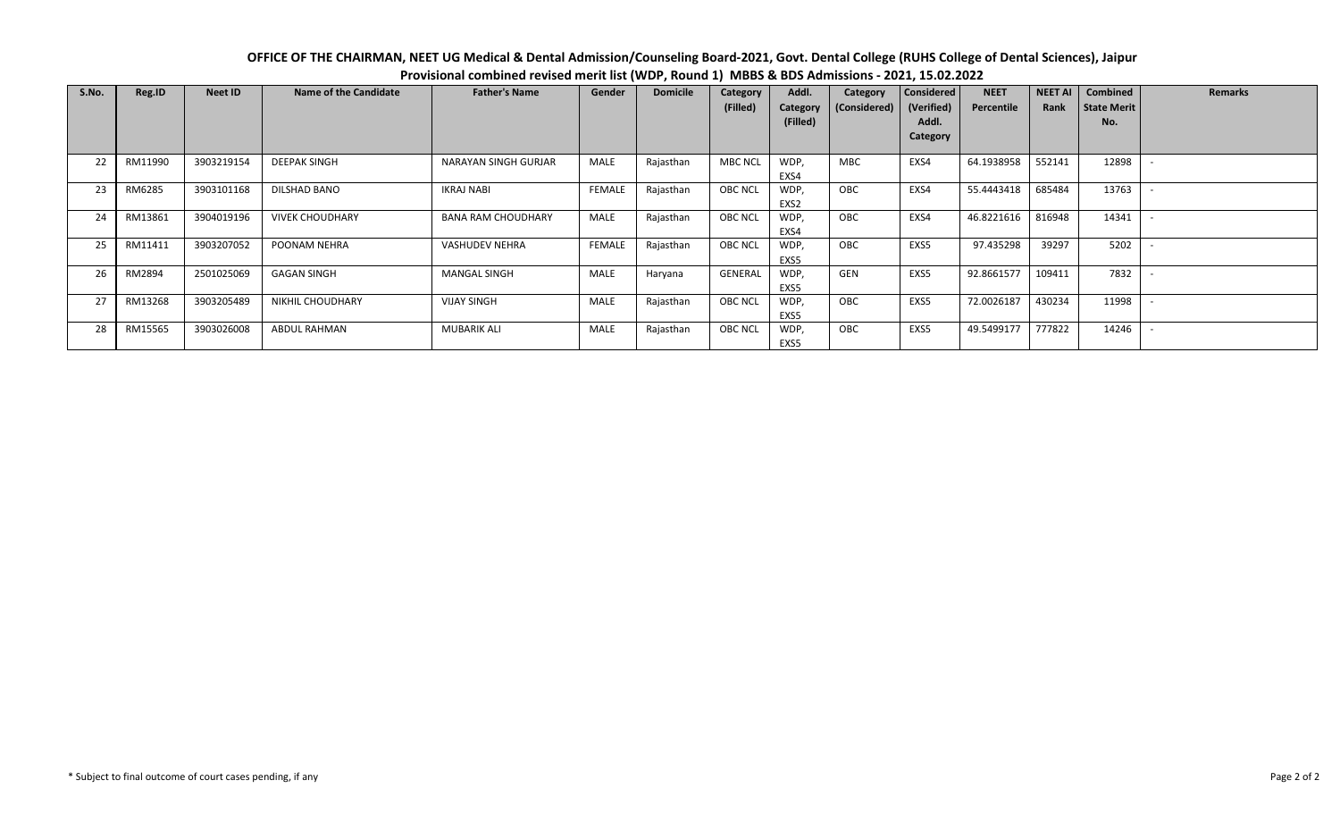**OFFICE OF THE CHAIRMAN, NEET UG Medical & Dental Admission/Counseling Board-2021, Govt. Dental College (RUHS College of Dental Sciences), Jaipur**

**Provisional combined revised merit list (WDP, Round 1) MBBS & BDS Admissions - 2021, 15.02.2022**

| S.No. | Reg.ID | Neet ID | Name of the Candidate | Father's Name | Gender | Domicile | Category (Filled) | Addl. Category (Filled) | Category (Considered) | Considered (Verified) Addl. Category | NEET Percentile | NEET AI Rank | Combined State Merit No. | Remarks |
|---|---|---|---|---|---|---|---|---|---|---|---|---|---|---|
| 22 | RM11990 | 3903219154 | DEEPAK SINGH | NARAYAN SINGH GURJAR | MALE | Rajasthan | MBC NCL | WDP, EXS4 | MBC | EXS4 | 64.1938958 | 552141 | 12898 | - |
| 23 | RM6285 | 3903101168 | DILSHAD BANO | IKRAJ NABI | FEMALE | Rajasthan | OBC NCL | WDP, EXS2 | OBC | EXS4 | 55.4443418 | 685484 | 13763 | - |
| 24 | RM13861 | 3904019196 | VIVEK CHOUDHARY | BANA RAM CHOUDHARY | MALE | Rajasthan | OBC NCL | WDP, EXS4 | OBC | EXS4 | 46.8221616 | 816948 | 14341 | - |
| 25 | RM11411 | 3903207052 | POONAM NEHRA | VASHUDEV NEHRA | FEMALE | Rajasthan | OBC NCL | WDP, EXS5 | OBC | EXS5 | 97.435298 | 39297 | 5202 | - |
| 26 | RM2894 | 2501025069 | GAGAN SINGH | MANGAL SINGH | MALE | Haryana | GENERAL | WDP, EXS5 | GEN | EXS5 | 92.8661577 | 109411 | 7832 | - |
| 27 | RM13268 | 3903205489 | NIKHIL CHOUDHARY | VIJAY SINGH | MALE | Rajasthan | OBC NCL | WDP, EXS5 | OBC | EXS5 | 72.0026187 | 430234 | 11998 | - |
| 28 | RM15565 | 3903026008 | ABDUL RAHMAN | MUBARIK ALI | MALE | Rajasthan | OBC NCL | WDP, EXS5 | OBC | EXS5 | 49.5499177 | 777822 | 14246 | - |

* Subject to final outcome of court cases pending, if any